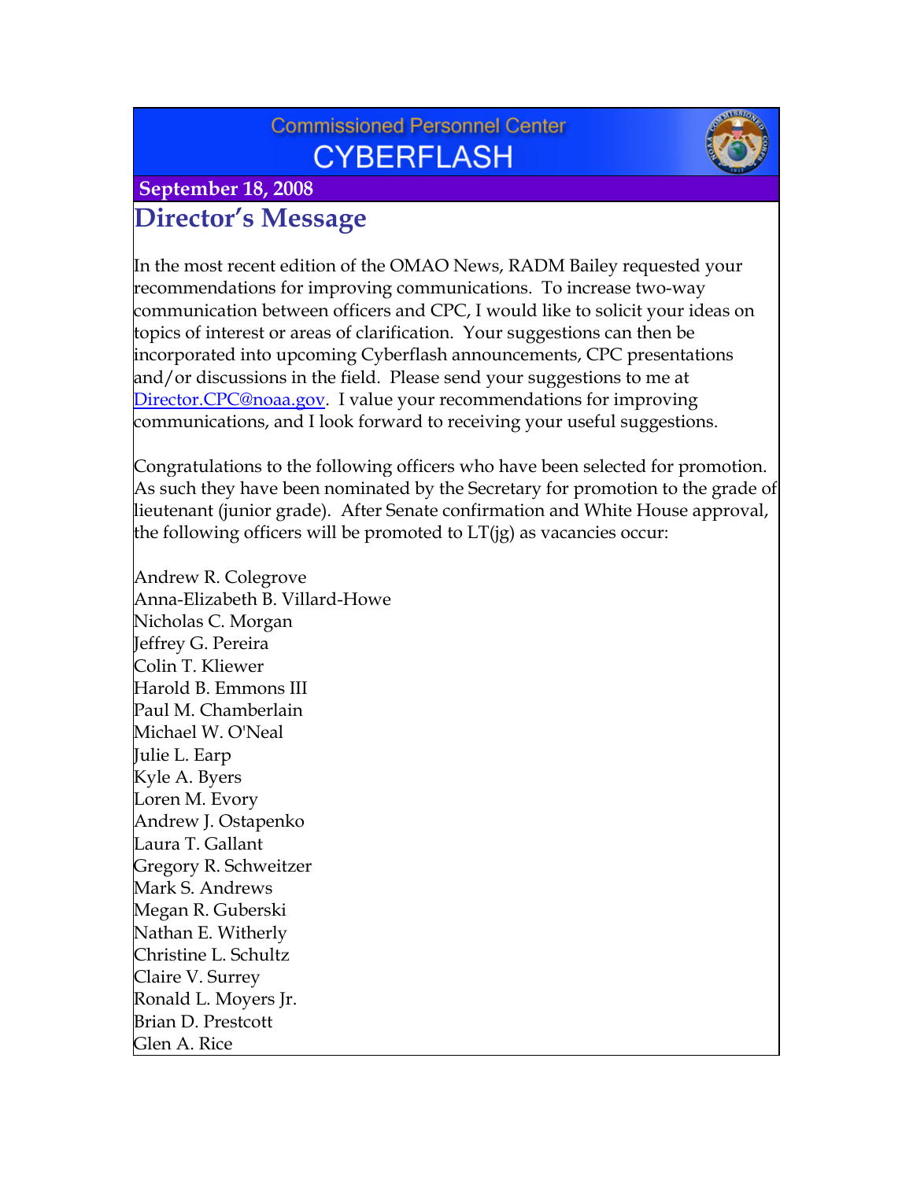Commissioned Personnel Center

# CYBERFLASH

**September 18, 2008**

## Director's Message

In the most recent edition of the OMAO News, RADM Bailey requested your recommendations for improving communications. To increase two-way communication between officers and CPC, I would like to solicit your ideas on topics of interest or areas of clarification. Your suggestions can then be incorporated into upcoming Cyberflash announcements, CPC presentations and/or discussions in the field. Please send your suggestions to me at Director.CPC@noaa.gov. I value your recommendations for improving communications, and I look forward to receiving your useful suggestions.

Congratulations to the following officers who have been selected for promotion. As such they have been nominated by the Secretary for promotion to the grade of lieutenant (junior grade). After Senate confirmation and White House approval, the following officers will be promoted to LT(jg) as vacancies occur:

Andrew R. Colegrove  
Anna-Elizabeth B. Villard-Howe  
Nicholas C. Morgan  
Jeffrey G. Pereira  
Colin T. Kliewer  
Harold B. Emmons III  
Paul M. Chamberlain  
Michael W. O'Neal  
Julie L. Earp  
Kyle A. Byers  
Loren M. Evory  
Andrew J. Ostapenko  
Laura T. Gallant  
Gregory R. Schweitzer  
Mark S. Andrews  
Megan R. Guberski  
Nathan E. Witherly  
Christine L. Schultz  
Claire V. Surrey  
Ronald L. Moyers Jr.  
Brian D. Prestcott  
Glen A. Rice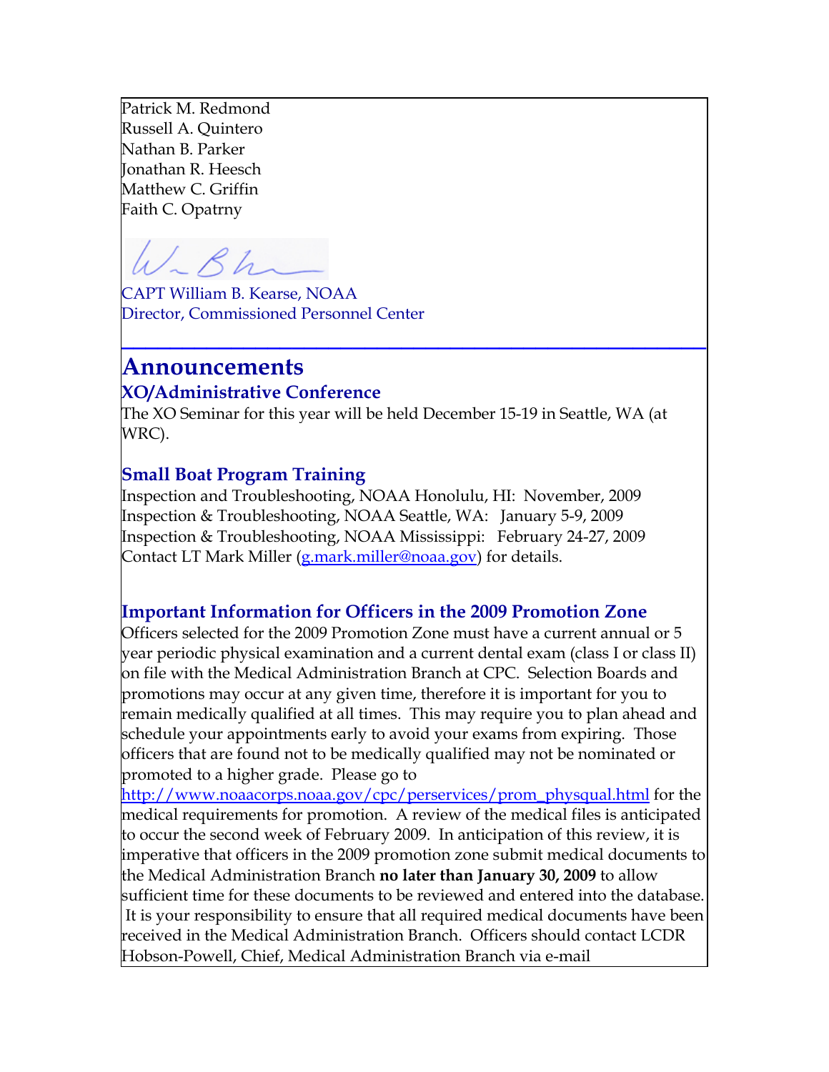Patrick M. Redmond
Russell A. Quintero
Nathan B. Parker
Jonathan R. Heesch
Matthew C. Griffin
Faith C. Opatrny

CAPT William B. Kearse, NOAA
Director, Commissioned Personnel Center

---

# Announcements

## XO/Administrative Conference

The XO Seminar for this year will be held December 15-19 in Seattle, WA (at WRC).

## Small Boat Program Training

Inspection and Troubleshooting, NOAA Honolulu, HI: November, 2009
Inspection & Troubleshooting, NOAA Seattle, WA: January 5-9, 2009
Inspection & Troubleshooting, NOAA Mississippi: February 24-27, 2009
Contact LT Mark Miller (g.mark.miller@noaa.gov) for details.

## Important Information for Officers in the 2009 Promotion Zone

Officers selected for the 2009 Promotion Zone must have a current annual or 5 year periodic physical examination and a current dental exam (class I or class II) on file with the Medical Administration Branch at CPC. Selection Boards and promotions may occur at any given time, therefore it is important for you to remain medically qualified at all times. This may require you to plan ahead and schedule your appointments early to avoid your exams from expiring. Those officers that are found not to be medically qualified may not be nominated or promoted to a higher grade. Please go to http://www.noaacorps.noaa.gov/cpc/perservices/prom_physqual.html for the medical requirements for promotion. A review of the medical files is anticipated to occur the second week of February 2009. In anticipation of this review, it is imperative that officers in the 2009 promotion zone submit medical documents to the Medical Administration Branch **no later than January 30, 2009** to allow sufficient time for these documents to be reviewed and entered into the database. It is your responsibility to ensure that all required medical documents have been received in the Medical Administration Branch. Officers should contact LCDR Hobson-Powell, Chief, Medical Administration Branch via e-mail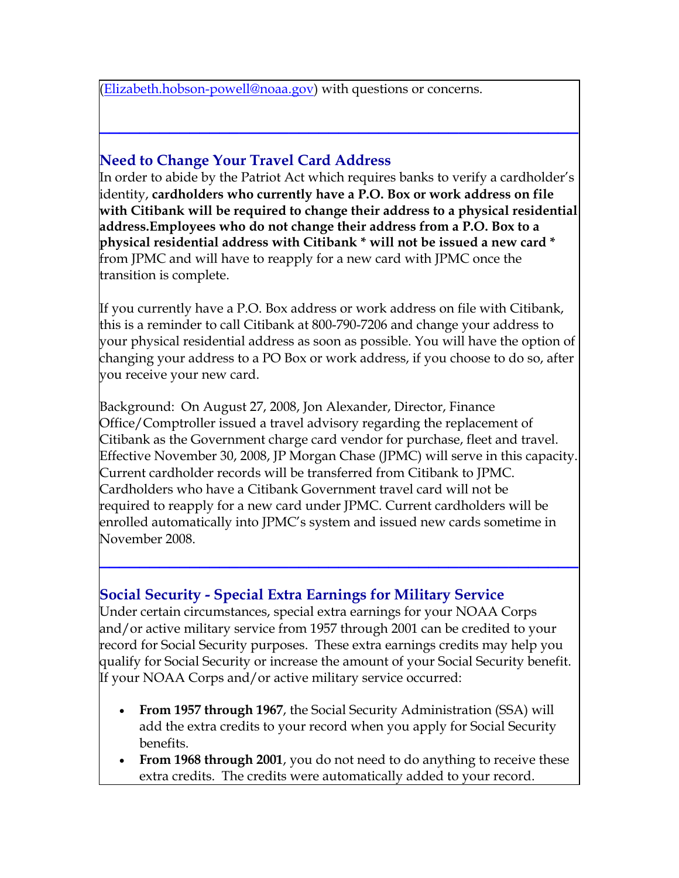([Elizabeth.hobson-powell@noaa.gov](mailto:Elizabeth.hobson-powell@noaa.gov)) with questions or concerns.

---

## Need to Change Your Travel Card Address

In order to abide by the Patriot Act which requires banks to verify a cardholder's identity, **cardholders who currently have a P.O. Box or work address on file with Citibank will be required to change their address to a physical residential address.Employees who do not change their address from a P.O. Box to a physical residential address with Citibank * will not be issued a new card *** from JPMC and will have to reapply for a new card with JPMC once the transition is complete.

If you currently have a P.O. Box address or work address on file with Citibank, this is a reminder to call Citibank at 800-790-7206 and change your address to your physical residential address as soon as possible. You will have the option of changing your address to a PO Box or work address, if you choose to do so, after you receive your new card.

Background: On August 27, 2008, Jon Alexander, Director, Finance Office/Comptroller issued a travel advisory regarding the replacement of Citibank as the Government charge card vendor for purchase, fleet and travel. Effective November 30, 2008, JP Morgan Chase (JPMC) will serve in this capacity. Current cardholder records will be transferred from Citibank to JPMC. Cardholders who have a Citibank Government travel card will not be required to reapply for a new card under JPMC. Current cardholders will be enrolled automatically into JPMC's system and issued new cards sometime in November 2008.

---

## Social Security - Special Extra Earnings for Military Service

Under certain circumstances, special extra earnings for your NOAA Corps and/or active military service from 1957 through 2001 can be credited to your record for Social Security purposes. These extra earnings credits may help you qualify for Social Security or increase the amount of your Social Security benefit. If your NOAA Corps and/or active military service occurred:

- **From 1957 through 1967**, the Social Security Administration (SSA) will add the extra credits to your record when you apply for Social Security benefits.
- **From 1968 through 2001**, you do not need to do anything to receive these extra credits. The credits were automatically added to your record.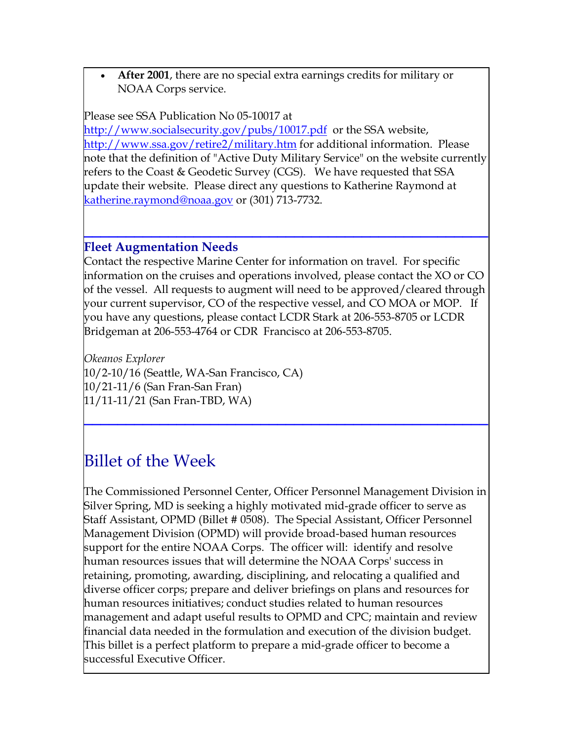- **After 2001**, there are no special extra earnings credits for military or NOAA Corps service.

Please see SSA Publication No 05-10017 at http://www.socialsecurity.gov/pubs/10017.pdf or the SSA website, http://www.ssa.gov/retire2/military.htm for additional information. Please note that the definition of "Active Duty Military Service" on the website currently refers to the Coast & Geodetic Survey (CGS). We have requested that SSA update their website. Please direct any questions to Katherine Raymond at katherine.raymond@noaa.gov or (301) 713-7732.

---

### Fleet Augmentation Needs

Contact the respective Marine Center for information on travel. For specific information on the cruises and operations involved, please contact the XO or CO of the vessel. All requests to augment will need to be approved/cleared through your current supervisor, CO of the respective vessel, and CO MOA or MOP. If you have any questions, please contact LCDR Stark at 206-553-8705 or LCDR Bridgeman at 206-553-4764 or CDR Francisco at 206-553-8705.

*Okeanos Explorer*
10/2-10/16 (Seattle, WA-San Francisco, CA)
10/21-11/6 (San Fran-San Fran)
11/11-11/21 (San Fran-TBD, WA)

---

## Billet of the Week

The Commissioned Personnel Center, Officer Personnel Management Division in Silver Spring, MD is seeking a highly motivated mid-grade officer to serve as Staff Assistant, OPMD (Billet # 0508). The Special Assistant, Officer Personnel Management Division (OPMD) will provide broad-based human resources support for the entire NOAA Corps. The officer will: identify and resolve human resources issues that will determine the NOAA Corps' success in retaining, promoting, awarding, disciplining, and relocating a qualified and diverse officer corps; prepare and deliver briefings on plans and resources for human resources initiatives; conduct studies related to human resources management and adapt useful results to OPMD and CPC; maintain and review financial data needed in the formulation and execution of the division budget. This billet is a perfect platform to prepare a mid-grade officer to become a successful Executive Officer.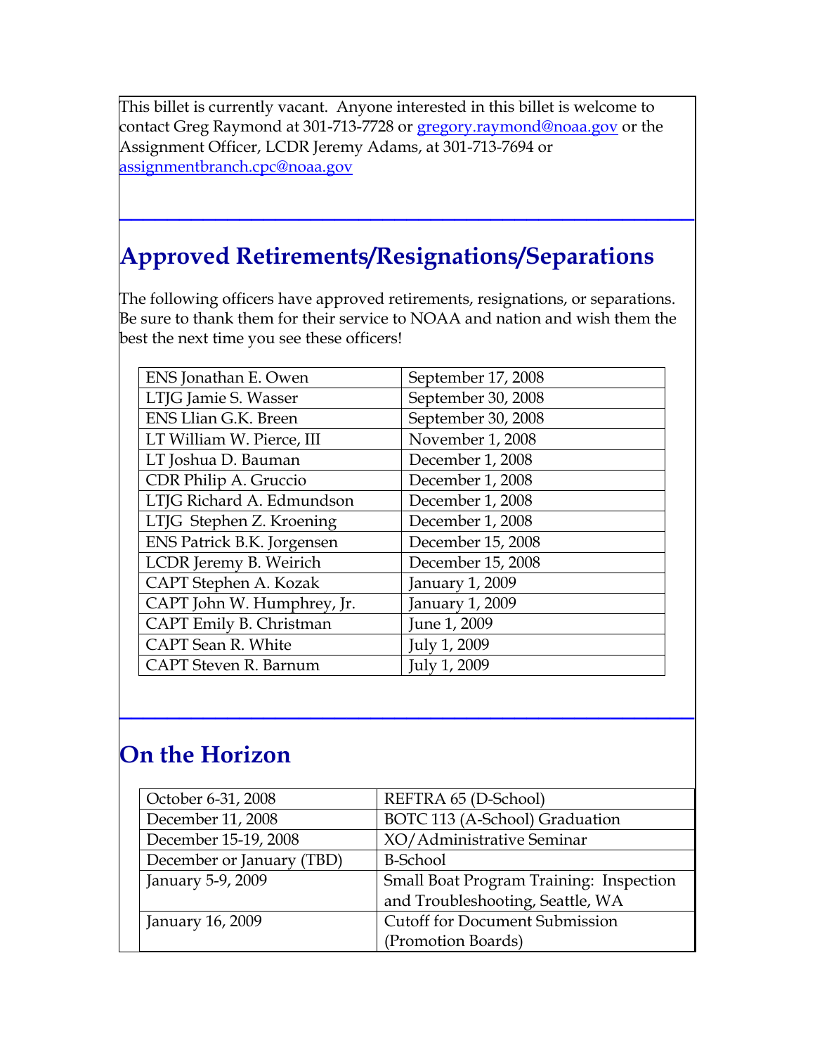This billet is currently vacant. Anyone interested in this billet is welcome to contact Greg Raymond at 301-713-7728 or gregory.raymond@noaa.gov or the Assignment Officer, LCDR Jeremy Adams, at 301-713-7694 or assignmentbranch.cpc@noaa.gov

---

## Approved Retirements/Resignations/Separations

The following officers have approved retirements, resignations, or separations. Be sure to thank them for their service to NOAA and nation and wish them the best the next time you see these officers!

| | |
|---|---|
| ENS Jonathan E. Owen | September 17, 2008 |
| LTJG Jamie S. Wasser | September 30, 2008 |
| ENS Llian G.K. Breen | September 30, 2008 |
| LT William W. Pierce, III | November 1, 2008 |
| LT Joshua D. Bauman | December 1, 2008 |
| CDR Philip A. Gruccio | December 1, 2008 |
| LTJG Richard A. Edmundson | December 1, 2008 |
| LTJG Stephen Z. Kroening | December 1, 2008 |
| ENS Patrick B.K. Jorgensen | December 15, 2008 |
| LCDR Jeremy B. Weirich | December 15, 2008 |
| CAPT Stephen A. Kozak | January 1, 2009 |
| CAPT John W. Humphrey, Jr. | January 1, 2009 |
| CAPT Emily B. Christman | June 1, 2009 |
| CAPT Sean R. White | July 1, 2009 |
| CAPT Steven R. Barnum | July 1, 2009 |

---

## On the Horizon

| | |
|---|---|
| October 6-31, 2008 | REFTRA 65 (D-School) |
| December 11, 2008 | BOTC 113 (A-School) Graduation |
| December 15-19, 2008 | XO/Administrative Seminar |
| December or January (TBD) | B-School |
| January 5-9, 2009 | Small Boat Program Training: Inspection and Troubleshooting, Seattle, WA |
| January 16, 2009 | Cutoff for Document Submission (Promotion Boards) |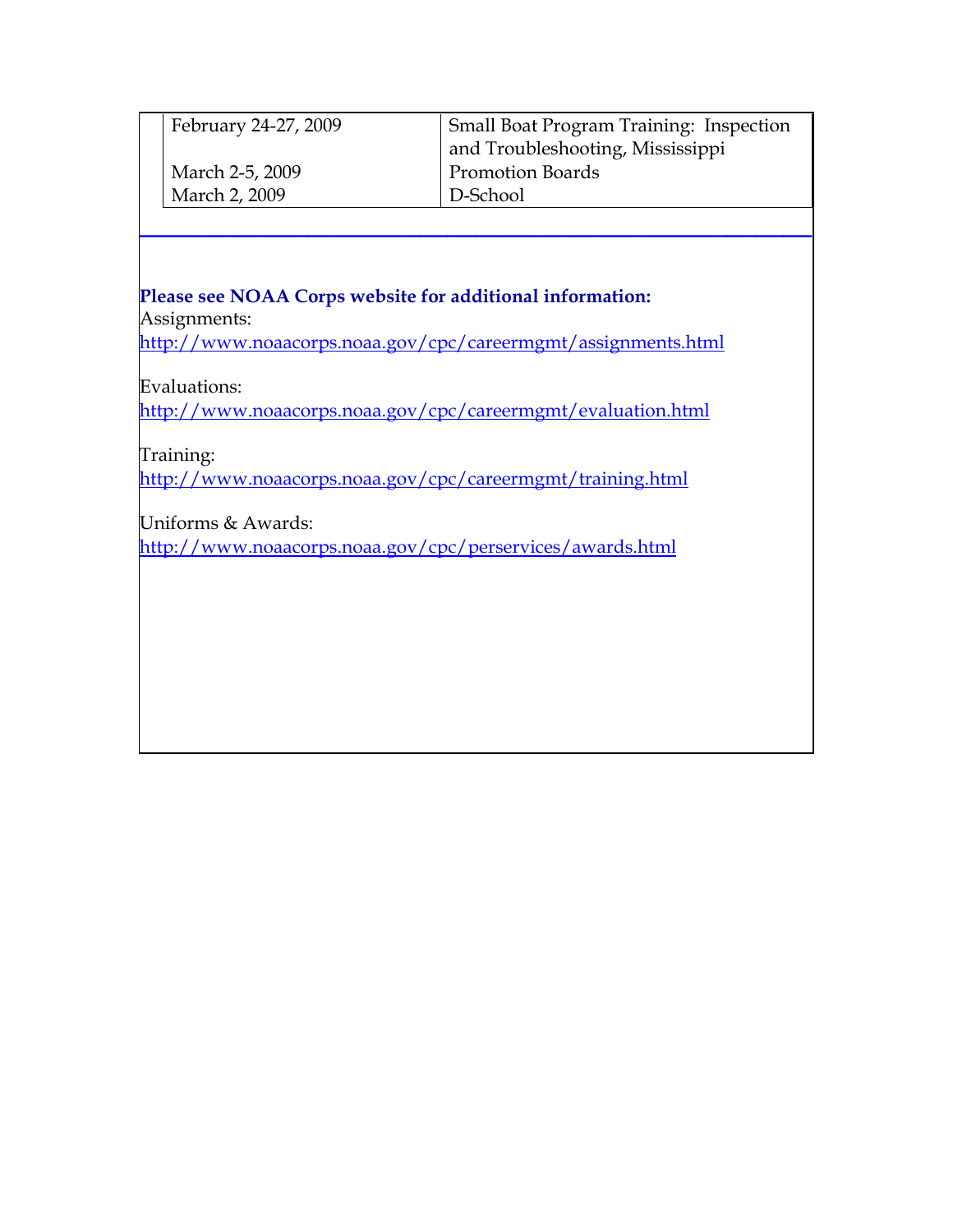| | |
|---|---|
| February 24-27, 2009 | Small Boat Program Training: Inspection and Troubleshooting, Mississippi |
| March 2-5, 2009 | Promotion Boards |
| March 2, 2009 | D-School |

**Please see NOAA Corps website for additional information:**

Assignments:
http://www.noaacorps.noaa.gov/cpc/careermgmt/assignments.html

Evaluations:
http://www.noaacorps.noaa.gov/cpc/careermgmt/evaluation.html

Training:
http://www.noaacorps.noaa.gov/cpc/careermgmt/training.html

Uniforms & Awards:
http://www.noaacorps.noaa.gov/cpc/perservices/awards.html